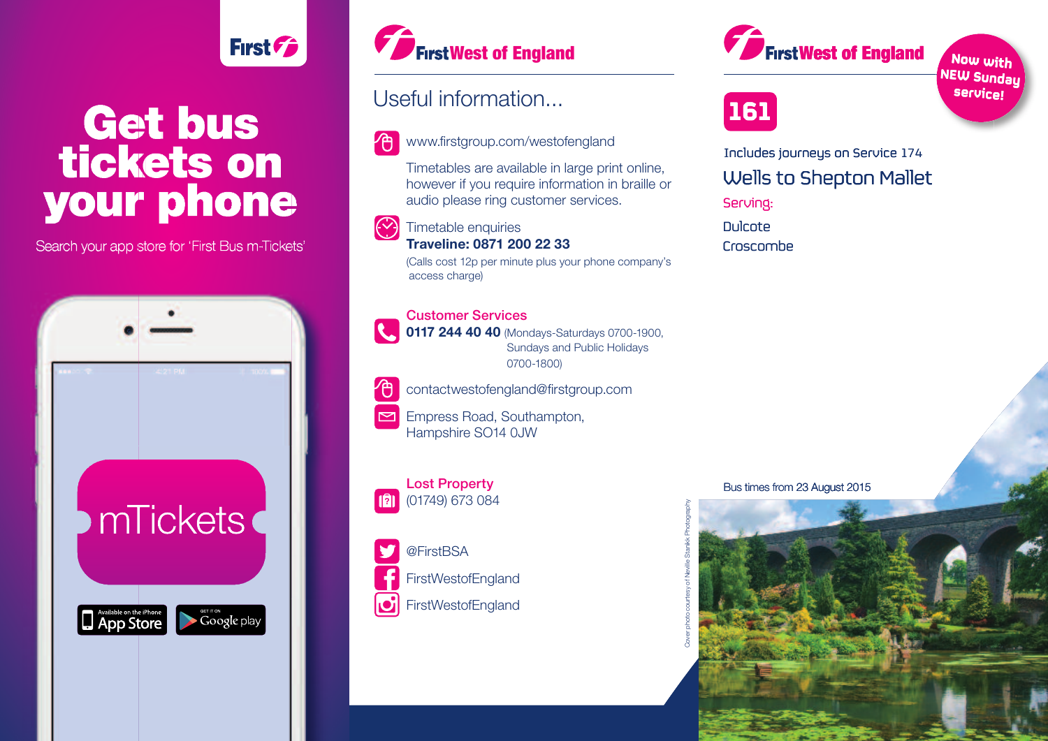First

# Get bus tickets on your phone

Search your app store for 'First Bus m-Tickets'

mTickets

Available on the iPhone App Store

GET IT ON Google play

First West of England

## Useful information...

www.firstgroup.com/westofengland

Timetables are available in large print online, however if you require information in braille or audio please ring customer services.

Timetable enquiries
**Traveline: 0871 200 22 33**
(Calls cost 12p per minute plus your phone company's access charge)

**Customer Services**
**0117 244 40 40** (Mondays-Saturdays 0700-1900, Sundays and Public Holidays 0700-1800)

contactwestofengland@firstgroup.com

Empress Road, Southampton, Hampshire SO14 0JW

**Lost Property**
(01749) 673 084

@FirstBSA

FirstWestofEngland

FirstWestofEngland

Cover photo courtesy of Neville Stankk Photography

First West of England

Now with NEW Sunday service!

# 161

Includes journeys on Service 174

## Wells to Shepton Mallet

Serving:

Dulcote
Croscombe

Bus times from 23 August 2015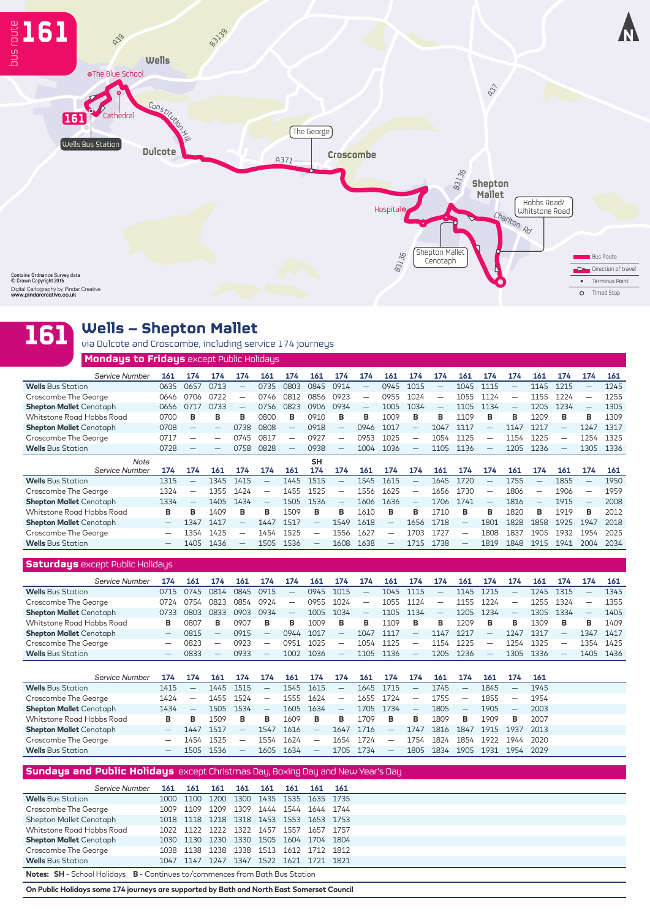bus route **161**

Wells
The Blue School
Cathedral
Wells Bus Station
Dulcote
Constitution Hill
A39
B3139
A371
The George
Croscombe
A37
B3136
Shepton Mallet
Hospital
Hobbs Road/ Whitstone Road
Charlton Rd
Shepton Mallet Cenotaph
B3136

Contains Ordnance Survey data
© Crown Copyright 2015
Digital Cartography by Pindar Creative
www.pindarcreative.co.uk

Bus Route
Direction of travel
Terminus Point
Timed Stop

# 161 Wells – Shepton Mallet

via Dulcote and Croscombe, including service 174 journeys

## Mondays to Fridays except Public Holidays

| Service Number | 161 | 174 | 174 | 174 | 161 | 174 | 161 | 174 | 174 | 161 | 174 | 174 | 161 | 174 | 174 | 161 | 174 | 174 | 161 |
|---|---|---|---|---|---|---|---|---|---|---|---|---|---|---|---|---|---|---|---|
| **Wells** Bus Station | 0635 | 0657 | 0713 | — | 0735 | 0803 | 0845 | 0914 | — | 0945 | 1015 | — | 1045 | 1115 | — | 1145 | 1215 | — | 1245 |
| Croscombe The George | 0646 | 0706 | 0722 | — | 0746 | 0812 | 0856 | 0923 | — | 0955 | 1024 | — | 1055 | 1124 | — | 1155 | 1224 | — | 1255 |
| **Shepton Mallet** Cenotaph | 0656 | 0717 | 0733 | — | 0756 | 0823 | 0906 | 0934 | — | 1005 | 1034 | — | 1105 | 1134 | — | 1205 | 1234 | — | 1305 |
| Whitstone Road Hobbs Road | 0700 | B | B | B | 0800 | B | 0910 | B | B | 1009 | B | B | 1109 | B | B | 1209 | B | B | 1309 |
| **Shepton Mallet** Cenotaph | 0708 | — | — | 0738 | 0808 | — | 0918 | — | 0946 | 1017 | — | 1047 | 1117 | — | 1147 | 1217 | — | 1247 | 1317 |
| Croscombe The George | 0717 | — | — | 0745 | 0817 | — | 0927 | — | 0953 | 1025 | — | 1054 | 1125 | — | 1154 | 1225 | — | 1254 | 1325 |
| **Wells** Bus Station | 0728 | — | — | 0758 | 0828 | — | 0938 | — | 1004 | 1036 | — | 1105 | 1136 | — | 1205 | 1236 | — | 1305 | 1336 |

| Note | | | | | | | SH | | | | | | | | | | | | |
|---|---|---|---|---|---|---|---|---|---|---|---|---|---|---|---|---|---|---|---|
| Service Number | 174 | 174 | 161 | 174 | 174 | 161 | 174 | 174 | 161 | 174 | 174 | 161 | 174 | 174 | 161 | 174 | 161 | 174 | 161 |
| **Wells** Bus Station | 1315 | — | 1345 | 1415 | — | 1445 | 1515 | — | 1545 | 1615 | — | 1645 | 1720 | — | 1755 | — | 1855 | — | 1950 |
| Croscombe The George | 1324 | — | 1355 | 1424 | — | 1455 | 1525 | — | 1556 | 1625 | — | 1656 | 1730 | — | 1806 | — | 1906 | — | 1959 |
| **Shepton Mallet** Cenotaph | 1334 | — | 1405 | 1434 | — | 1505 | 1536 | — | 1606 | 1636 | — | 1706 | 1741 | — | 1816 | — | 1915 | — | 2008 |
| Whitstone Road Hobbs Road | B | B | 1409 | B | B | 1509 | B | B | 1610 | B | B | 1710 | B | B | 1820 | B | 1919 | B | 2012 |
| **Shepton Mallet** Cenotaph | — | 1347 | 1417 | — | 1447 | 1517 | — | 1549 | 1618 | — | 1656 | 1718 | — | 1801 | 1828 | 1858 | 1925 | 1947 | 2018 |
| Croscombe The George | — | 1354 | 1425 | — | 1454 | 1525 | — | 1556 | 1627 | — | 1703 | 1727 | — | 1808 | 1837 | 1905 | 1932 | 1954 | 2025 |
| **Wells** Bus Station | — | 1405 | 1436 | — | 1505 | 1536 | — | 1608 | 1638 | — | 1715 | 1738 | — | 1819 | 1848 | 1915 | 1941 | 2004 | 2034 |

## Saturdays except Public Holidays

| Service Number | 174 | 161 | 174 | 161 | 174 | 174 | 161 | 174 | 174 | 161 | 174 | 174 | 161 | 174 | 174 | 161 | 174 | 174 | 161 |
|---|---|---|---|---|---|---|---|---|---|---|---|---|---|---|---|---|---|---|---|
| **Wells** Bus Station | 0715 | 0745 | 0814 | 0845 | 0915 | — | 0945 | 1015 | — | 1045 | 1115 | — | 1145 | 1215 | — | 1245 | 1315 | — | 1345 |
| Croscombe The George | 0724 | 0754 | 0823 | 0854 | 0924 | — | 0955 | 1024 | — | 1055 | 1124 | — | 1155 | 1224 | — | 1255 | 1324 | — | 1355 |
| **Shepton Mallet** Cenotaph | 0733 | 0803 | 0833 | 0903 | 0934 | — | 1005 | 1034 | — | 1105 | 1134 | — | 1205 | 1234 | — | 1305 | 1334 | — | 1405 |
| Whitstone Road Hobbs Road | B | 0807 | B | 0907 | B | B | 1009 | B | B | 1109 | B | B | 1209 | B | B | 1309 | B | B | 1409 |
| **Shepton Mallet** Cenotaph | — | 0815 | — | 0915 | — | 0944 | 1017 | — | 1047 | 1117 | — | 1147 | 1217 | — | 1247 | 1317 | — | 1347 | 1417 |
| Croscombe The George | — | 0823 | — | 0923 | — | 0951 | 1025 | — | 1054 | 1125 | — | 1154 | 1225 | — | 1254 | 1325 | — | 1354 | 1425 |
| **Wells** Bus Station | — | 0833 | — | 0933 | — | 1002 | 1036 | — | 1105 | 1136 | — | 1205 | 1236 | — | 1305 | 1336 | — | 1405 | 1436 |

| Service Number | 174 | 174 | 161 | 174 | 174 | 161 | 174 | 174 | 161 | 174 | 174 | 161 | 174 | 161 | 174 | 161 |
|---|---|---|---|---|---|---|---|---|---|---|---|---|---|---|---|---|
| **Wells** Bus Station | 1415 | — | 1445 | 1515 | — | 1545 | 1615 | — | 1645 | 1715 | — | 1745 | — | 1845 | — | 1945 |
| Croscombe The George | 1424 | — | 1455 | 1524 | — | 1555 | 1624 | — | 1655 | 1724 | — | 1755 | — | 1855 | — | 1954 |
| **Shepton Mallet** Cenotaph | 1434 | — | 1505 | 1534 | — | 1605 | 1634 | — | 1705 | 1734 | — | 1805 | — | 1905 | — | 2003 |
| Whitstone Road Hobbs Road | B | B | 1509 | B | B | 1609 | B | B | 1709 | B | B | 1809 | B | 1909 | B | 2007 |
| **Shepton Mallet** Cenotaph | — | 1447 | 1517 | — | 1547 | 1616 | — | 1647 | 1716 | — | 1747 | 1816 | 1847 | 1915 | 1937 | 2013 |
| Croscombe The George | — | 1454 | 1525 | — | 1554 | 1624 | — | 1654 | 1724 | — | 1754 | 1824 | 1854 | 1922 | 1944 | 2020 |
| **Wells** Bus Station | — | 1505 | 1536 | — | 1605 | 1634 | — | 1705 | 1734 | — | 1805 | 1834 | 1905 | 1931 | 1954 | 2029 |

## Sundays and Public Holidays except Christmas Day, Boxing Day and New Year's Day

| Service Number | 161 | 161 | 161 | 161 | 161 | 161 | 161 | 161 |
|---|---|---|---|---|---|---|---|---|
| **Wells** Bus Station | 1000 | 1100 | 1200 | 1300 | 1435 | 1535 | 1635 | 1735 |
| Croscombe The George | 1009 | 1109 | 1209 | 1309 | 1444 | 1544 | 1644 | 1744 |
| Shepton Mallet Cenotaph | 1018 | 1118 | 1218 | 1318 | 1453 | 1553 | 1653 | 1753 |
| Whitstone Road Hobbs Road | 1022 | 1122 | 1222 | 1322 | 1457 | 1557 | 1657 | 1757 |
| **Shepton Mallet** Cenotaph | 1030 | 1130 | 1230 | 1330 | 1505 | 1604 | 1704 | 1804 |
| Croscombe The George | 1038 | 1138 | 1238 | 1338 | 1513 | 1612 | 1712 | 1812 |
| **Wells** Bus Station | 1047 | 1147 | 1247 | 1347 | 1522 | 1621 | 1721 | 1821 |

**Notes: SH** - School Holidays **B** - Continues to/commences from Bath Bus Station

**On Public Holidays some 174 journeys are supported by Bath and North East Somerset Council**